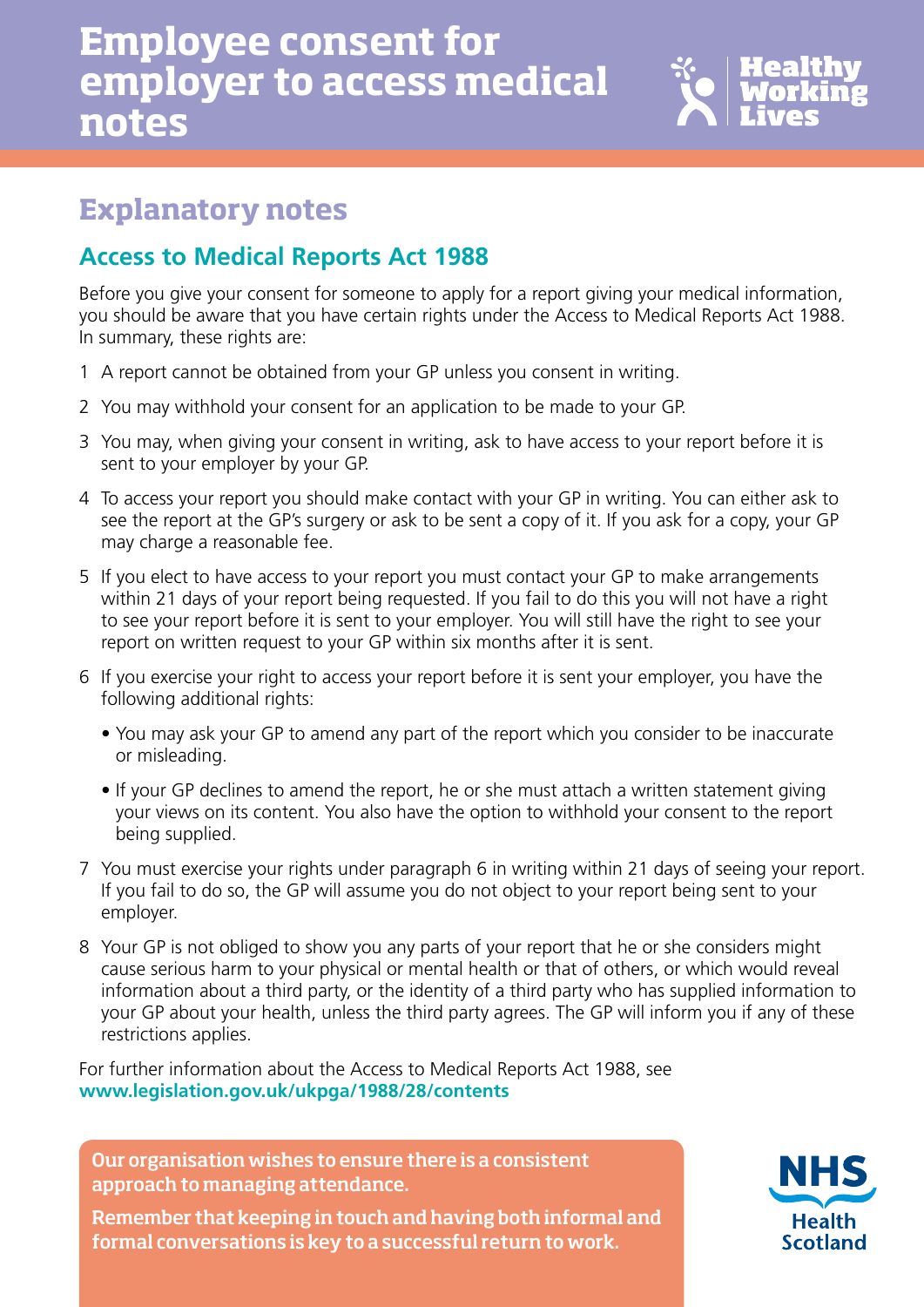# Employee consent for employer to access medical notes

Healthy Working Lives

## Explanatory notes

### Access to Medical Reports Act 1988

Before you give your consent for someone to apply for a report giving your medical information, you should be aware that you have certain rights under the Access to Medical Reports Act 1988. In summary, these rights are:

1 A report cannot be obtained from your GP unless you consent in writing.

2 You may withhold your consent for an application to be made to your GP.

3 You may, when giving your consent in writing, ask to have access to your report before it is sent to your employer by your GP.

4 To access your report you should make contact with your GP in writing. You can either ask to see the report at the GP's surgery or ask to be sent a copy of it. If you ask for a copy, your GP may charge a reasonable fee.

5 If you elect to have access to your report you must contact your GP to make arrangements within 21 days of your report being requested. If you fail to do this you will not have a right to see your report before it is sent to your employer. You will still have the right to see your report on written request to your GP within six months after it is sent.

6 If you exercise your right to access your report before it is sent your employer, you have the following additional rights:

- You may ask your GP to amend any part of the report which you consider to be inaccurate or misleading.
- If your GP declines to amend the report, he or she must attach a written statement giving your views on its content. You also have the option to withhold your consent to the report being supplied.

7 You must exercise your rights under paragraph 6 in writing within 21 days of seeing your report. If you fail to do so, the GP will assume you do not object to your report being sent to your employer.

8 Your GP is not obliged to show you any parts of your report that he or she considers might cause serious harm to your physical or mental health or that of others, or which would reveal information about a third party, or the identity of a third party who has supplied information to your GP about your health, unless the third party agrees. The GP will inform you if any of these restrictions applies.

For further information about the Access to Medical Reports Act 1988, see **www.legislation.gov.uk/ukpga/1988/28/contents**

**Our organisation wishes to ensure there is a consistent approach to managing attendance.**

**Remember that keeping in touch and having both informal and formal conversations is key to a successful return to work.**

NHS Health Scotland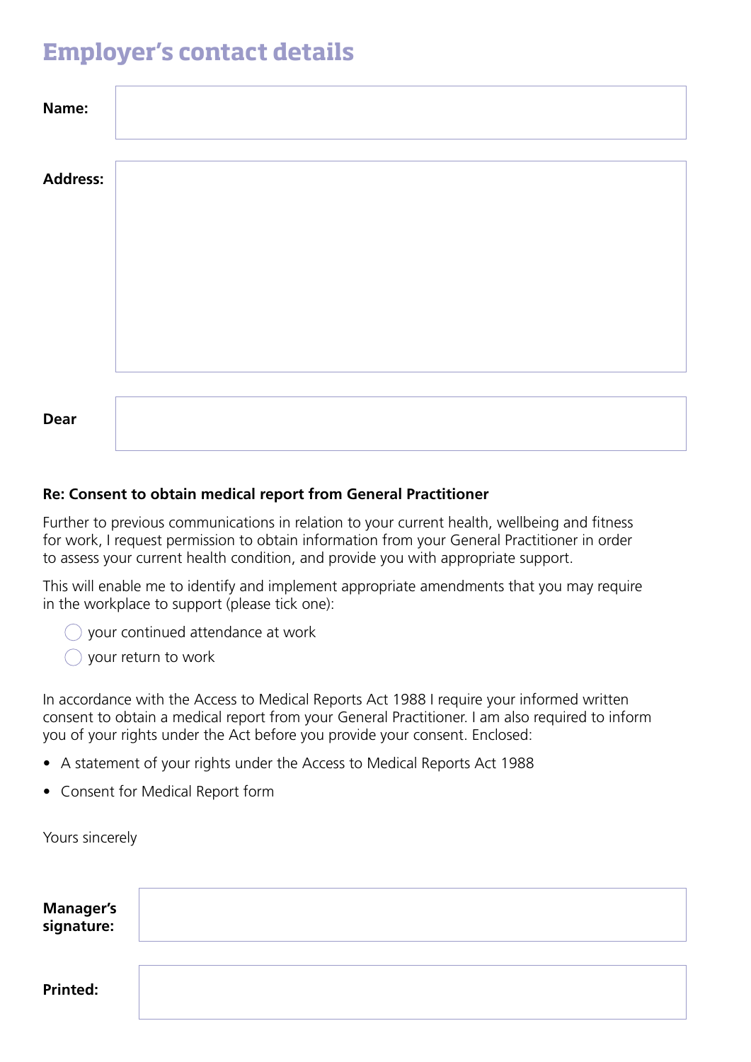## Employer's contact details

**Name:**

**Address:**

**Dear**

**Re: Consent to obtain medical report from General Practitioner**

Further to previous communications in relation to your current health, wellbeing and fitness for work, I request permission to obtain information from your General Practitioner in order to assess your current health condition, and provide you with appropriate support.

This will enable me to identify and implement appropriate amendments that you may require in the workplace to support (please tick one):

- ◯ your continued attendance at work
- ◯ your return to work

In accordance with the Access to Medical Reports Act 1988 I require your informed written consent to obtain a medical report from your General Practitioner. I am also required to inform you of your rights under the Act before you provide your consent. Enclosed:

- A statement of your rights under the Access to Medical Reports Act 1988
- Consent for Medical Report form

Yours sincerely

**Manager's signature:**

**Printed:**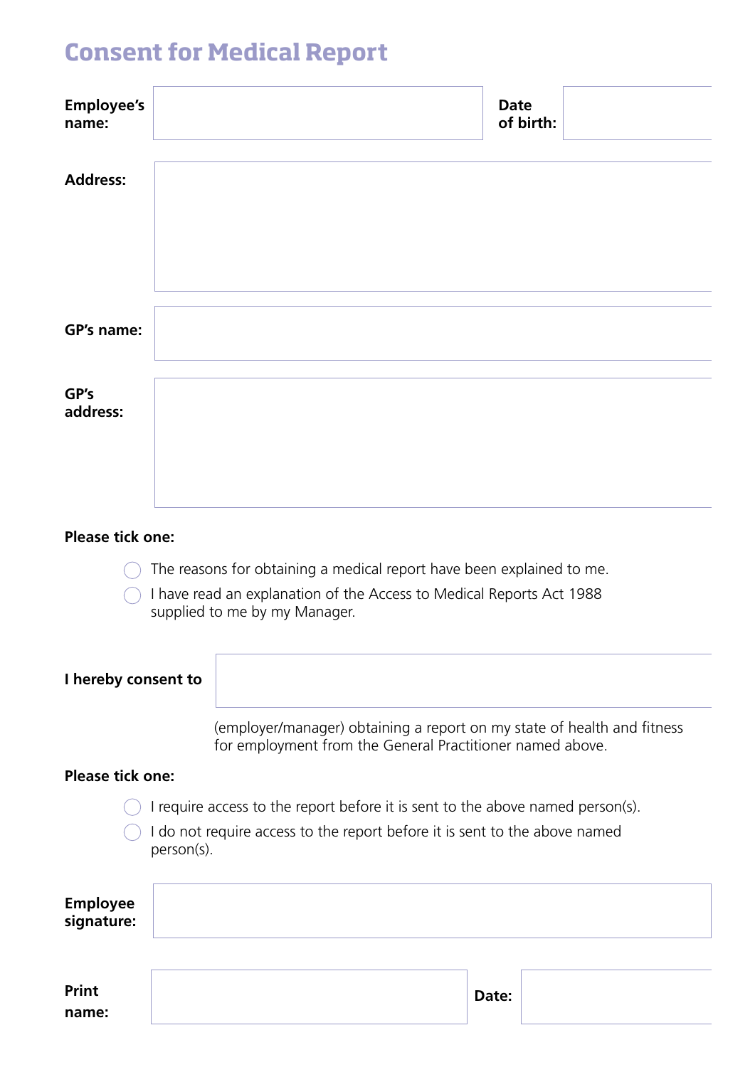# Consent for Medical Report

**Employee's name:** ____________________ **Date of birth:** ____________________

**Address:** ____________________

**GP's name:** ____________________

**GP's address:** ____________________

**Please tick one:**

- ◯ The reasons for obtaining a medical report have been explained to me.
- ◯ I have read an explanation of the Access to Medical Reports Act 1988 supplied to me by my Manager.

**I hereby consent to** ____________________

(employer/manager) obtaining a report on my state of health and fitness for employment from the General Practitioner named above.

**Please tick one:**

- ◯ I require access to the report before it is sent to the above named person(s).
- ◯ I do not require access to the report before it is sent to the above named person(s).

**Employee signature:** ____________________

**Print name:** ____________________ **Date:** ____________________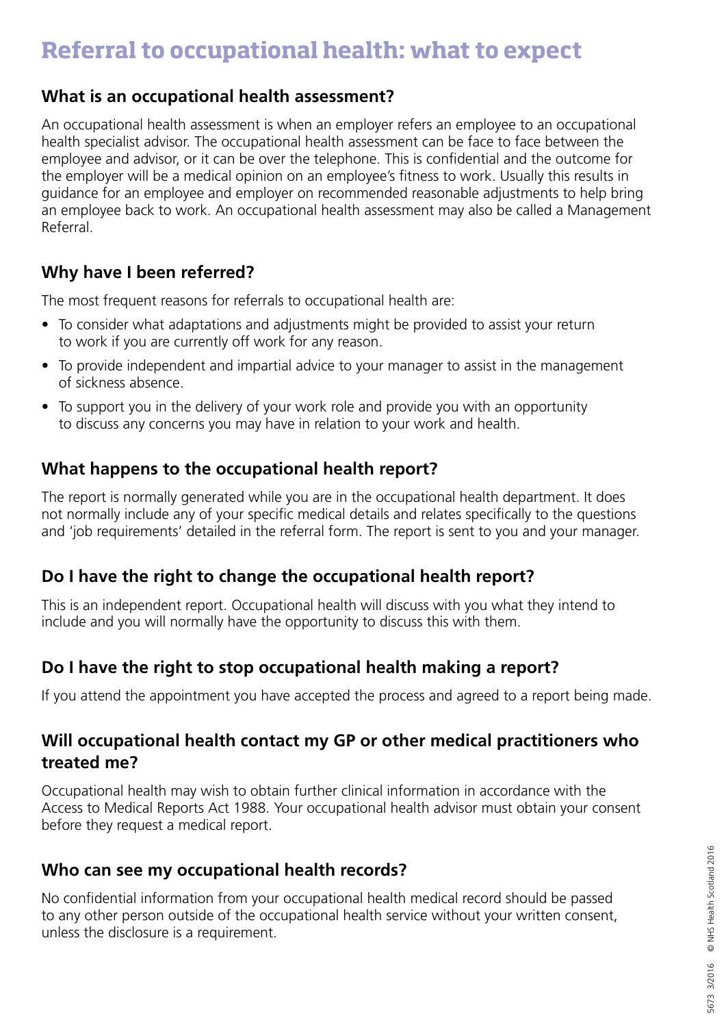# Referral to occupational health: what to expect

## What is an occupational health assessment?

An occupational health assessment is when an employer refers an employee to an occupational health specialist advisor. The occupational health assessment can be face to face between the employee and advisor, or it can be over the telephone. This is confidential and the outcome for the employer will be a medical opinion on an employee's fitness to work. Usually this results in guidance for an employee and employer on recommended reasonable adjustments to help bring an employee back to work. An occupational health assessment may also be called a Management Referral.

## Why have I been referred?

The most frequent reasons for referrals to occupational health are:

- To consider what adaptations and adjustments might be provided to assist your return to work if you are currently off work for any reason.
- To provide independent and impartial advice to your manager to assist in the management of sickness absence.
- To support you in the delivery of your work role and provide you with an opportunity to discuss any concerns you may have in relation to your work and health.

## What happens to the occupational health report?

The report is normally generated while you are in the occupational health department. It does not normally include any of your specific medical details and relates specifically to the questions and 'job requirements' detailed in the referral form. The report is sent to you and your manager.

## Do I have the right to change the occupational health report?

This is an independent report. Occupational health will discuss with you what they intend to include and you will normally have the opportunity to discuss this with them.

## Do I have the right to stop occupational health making a report?

If you attend the appointment you have accepted the process and agreed to a report being made.

## Will occupational health contact my GP or other medical practitioners who treated me?

Occupational health may wish to obtain further clinical information in accordance with the Access to Medical Reports Act 1988. Your occupational health advisor must obtain your consent before they request a medical report.

## Who can see my occupational health records?

No confidential information from your occupational health medical record should be passed to any other person outside of the occupational health service without your written consent, unless the disclosure is a requirement.

5673 3/2016 © NHS Health Scotland 2016